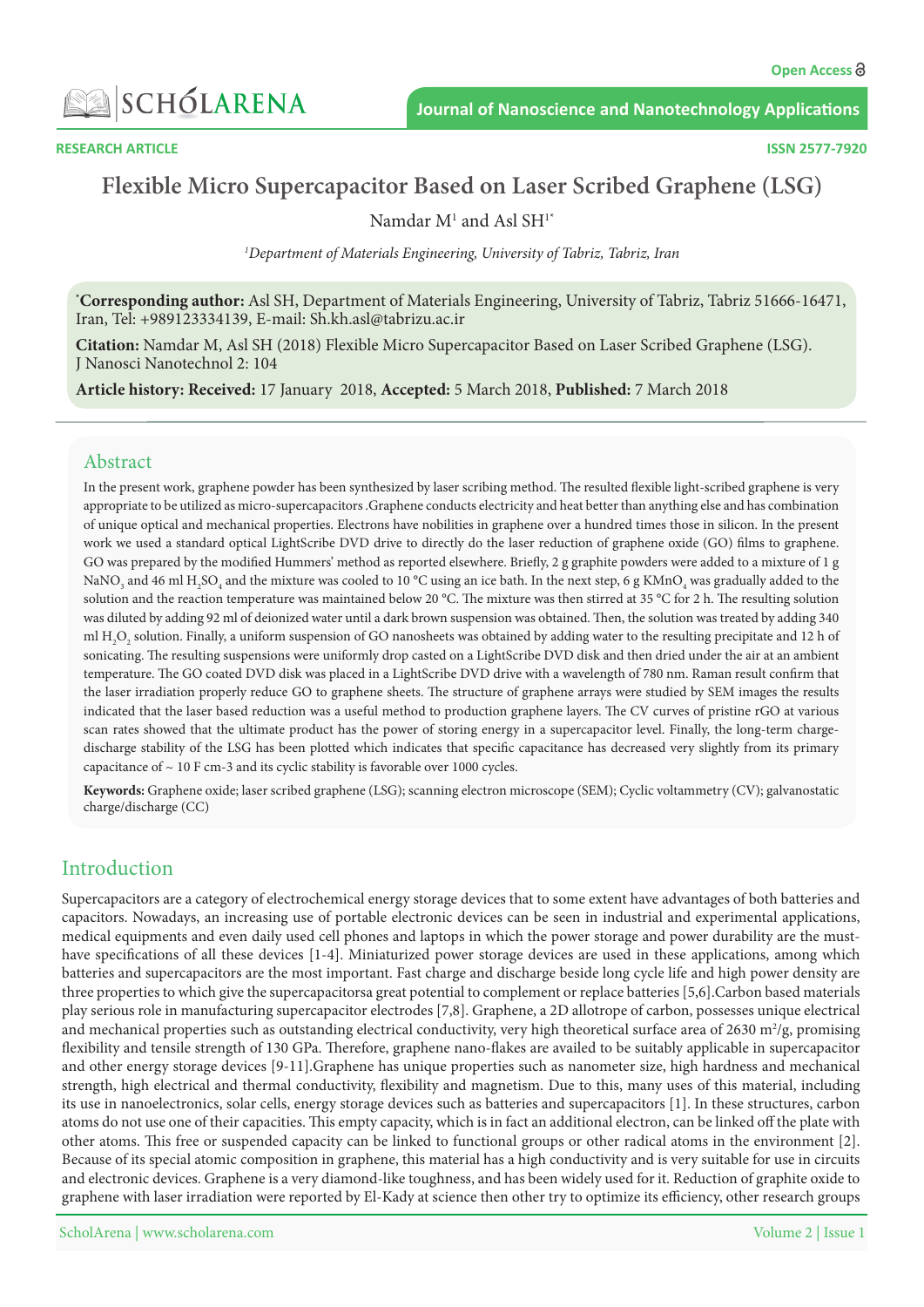Open Access

RESEARCH ARTICLE

ISSN 2577-7920

# Flexible Micro Supercapacitor Based on Laser Scribed Graphene (LSG)

Namdar M[1] and Asl SH[1*]

[1]*Department of Materials Engineering, University of Tabriz, Tabriz, Iran*

[*]**Corresponding author:** Asl SH, Department of Materials Engineering, University of Tabriz, Tabriz 51666-16471, Iran, Tel: +989123334139, E-mail: Sh.kh.asl@tabrizu.ac.ir

**Citation:** Namdar M, Asl SH (2018) Flexible Micro Supercapacitor Based on Laser Scribed Graphene (LSG). J Nanosci Nanotechnol 2: 104

**Article history: Received:** 17 January 2018, **Accepted:** 5 March 2018, **Published:** 7 March 2018

## Abstract

In the present work, graphene powder has been synthesized by laser scribing method. The resulted flexible light-scribed graphene is very appropriate to be utilized as micro-supercapacitors .Graphene conducts electricity and heat better than anything else and has combination of unique optical and mechanical properties. Electrons have nobilities in graphene over a hundred times those in silicon. In the present work we used a standard optical LightScribe DVD drive to directly do the laser reduction of graphene oxide (GO) films to graphene. GO was prepared by the modified Hummers' method as reported elsewhere. Briefly, 2 g graphite powders were added to a mixture of 1 g $NaNO_3$ and 46 ml $H_2SO_4$ and the mixture was cooled to 10 °C using an ice bath. In the next step, 6 g $KMnO_4$ was gradually added to the solution and the reaction temperature was maintained below 20 °C. The mixture was then stirred at 35 °C for 2 h. The resulting solution was diluted by adding 92 ml of deionized water until a dark brown suspension was obtained. Then, the solution was treated by adding 340 ml $H_2O_2$ solution. Finally, a uniform suspension of GO nanosheets was obtained by adding water to the resulting precipitate and 12 h of sonicating. The resulting suspensions were uniformly drop casted on a LightScribe DVD disk and then dried under the air at an ambient temperature. The GO coated DVD disk was placed in a LightScribe DVD drive with a wavelength of 780 nm. Raman result confirm that the laser irradiation properly reduce GO to graphene sheets. The structure of graphene arrays were studied by SEM images the results indicated that the laser based reduction was a useful method to production graphene layers. The CV curves of pristine rGO at various scan rates showed that the ultimate product has the power of storing energy in a supercapacitor level. Finally, the long-term charge-discharge stability of the LSG has been plotted which indicates that specific capacitance has decreased very slightly from its primary capacitance of ~ 10 F cm-3 and its cyclic stability is favorable over 1000 cycles.

**Keywords:** Graphene oxide; laser scribed graphene (LSG); scanning electron microscope (SEM); Cyclic voltammetry (CV); galvanostatic charge/discharge (CC)

## Introduction

Supercapacitors are a category of electrochemical energy storage devices that to some extent have advantages of both batteries and capacitors. Nowadays, an increasing use of portable electronic devices can be seen in industrial and experimental applications, medical equipments and even daily used cell phones and laptops in which the power storage and power durability are the must-have specifications of all these devices [1-4]. Miniaturized power storage devices are used in these applications, among which batteries and supercapacitors are the most important. Fast charge and discharge beside long cycle life and high power density are three properties to which give the supercapacitorsa great potential to complement or replace batteries [5,6].Carbon based materials play serious role in manufacturing supercapacitor electrodes [7,8]. Graphene, a 2D allotrope of carbon, possesses unique electrical and mechanical properties such as outstanding electrical conductivity, very high theoretical surface area of 2630 $m^2/g$, promising flexibility and tensile strength of 130 GPa. Therefore, graphene nano-flakes are availed to be suitably applicable in supercapacitor and other energy storage devices [9-11].Graphene has unique properties such as nanometer size, high hardness and mechanical strength, high electrical and thermal conductivity, flexibility and magnetism. Due to this, many uses of this material, including its use in nanoelectronics, solar cells, energy storage devices such as batteries and supercapacitors [1]. In these structures, carbon atoms do not use one of their capacities. This empty capacity, which is in fact an additional electron, can be linked off the plate with other atoms. This free or suspended capacity can be linked to functional groups or other radical atoms in the environment [2]. Because of its special atomic composition in graphene, this material has a high conductivity and is very suitable for use in circuits and electronic devices. Graphene is a very diamond-like toughness, and has been widely used for it. Reduction of graphite oxide to graphene with laser irradiation were reported by El-Kady at science then other try to optimize its efficiency, other research groups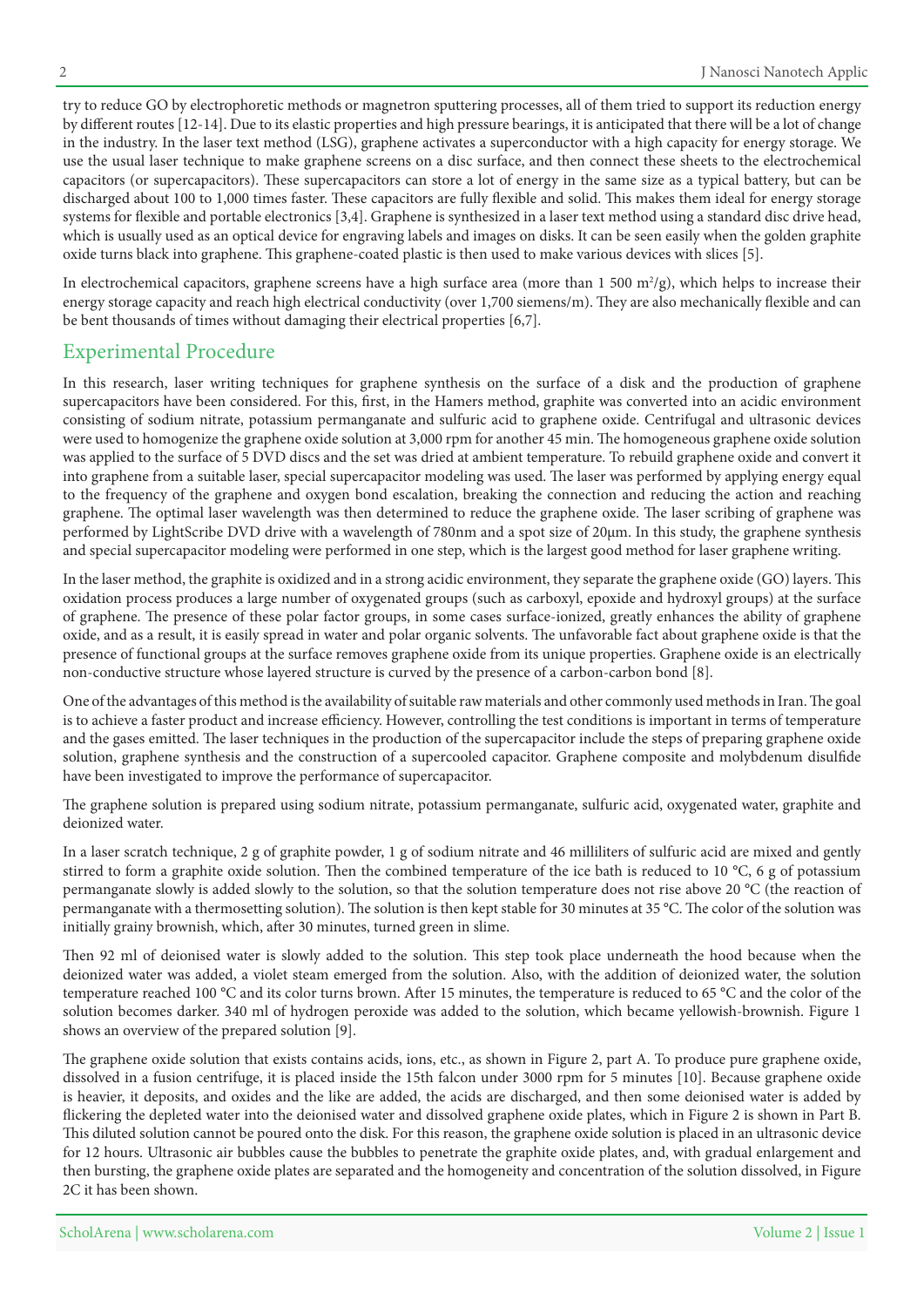try to reduce GO by electrophoretic methods or magnetron sputtering processes, all of them tried to support its reduction energy by different routes [12-14]. Due to its elastic properties and high pressure bearings, it is anticipated that there will be a lot of change in the industry. In the laser text method (LSG), graphene activates a superconductor with a high capacity for energy storage. We use the usual laser technique to make graphene screens on a disc surface, and then connect these sheets to the electrochemical capacitors (or supercapacitors). These supercapacitors can store a lot of energy in the same size as a typical battery, but can be discharged about 100 to 1,000 times faster. These capacitors are fully flexible and solid. This makes them ideal for energy storage systems for flexible and portable electronics [3,4]. Graphene is synthesized in a laser text method using a standard disc drive head, which is usually used as an optical device for engraving labels and images on disks. It can be seen easily when the golden graphite oxide turns black into graphene. This graphene-coated plastic is then used to make various devices with slices [5].

In electrochemical capacitors, graphene screens have a high surface area (more than 1 500 $m^2/g$), which helps to increase their energy storage capacity and reach high electrical conductivity (over 1,700 siemens/m). They are also mechanically flexible and can be bent thousands of times without damaging their electrical properties [6,7].

## Experimental Procedure

In this research, laser writing techniques for graphene synthesis on the surface of a disk and the production of graphene supercapacitors have been considered. For this, first, in the Hamers method, graphite was converted into an acidic environment consisting of sodium nitrate, potassium permanganate and sulfuric acid to graphene oxide. Centrifugal and ultrasonic devices were used to homogenize the graphene oxide solution at 3,000 rpm for another 45 min. The homogeneous graphene oxide solution was applied to the surface of 5 DVD discs and the set was dried at ambient temperature. To rebuild graphene oxide and convert it into graphene from a suitable laser, special supercapacitor modeling was used. The laser was performed by applying energy equal to the frequency of the graphene and oxygen bond escalation, breaking the connection and reducing the action and reaching graphene. The optimal laser wavelength was then determined to reduce the graphene oxide. The laser scribing of graphene was performed by LightScribe DVD drive with a wavelength of 780nm and a spot size of 20μm. In this study, the graphene synthesis and special supercapacitor modeling were performed in one step, which is the largest good method for laser graphene writing.

In the laser method, the graphite is oxidized and in a strong acidic environment, they separate the graphene oxide (GO) layers. This oxidation process produces a large number of oxygenated groups (such as carboxyl, epoxide and hydroxyl groups) at the surface of graphene. The presence of these polar factor groups, in some cases surface-ionized, greatly enhances the ability of graphene oxide, and as a result, it is easily spread in water and polar organic solvents. The unfavorable fact about graphene oxide is that the presence of functional groups at the surface removes graphene oxide from its unique properties. Graphene oxide is an electrically non-conductive structure whose layered structure is curved by the presence of a carbon-carbon bond [8].

One of the advantages of this method is the availability of suitable raw materials and other commonly used methods in Iran. The goal is to achieve a faster product and increase efficiency. However, controlling the test conditions is important in terms of temperature and the gases emitted. The laser techniques in the production of the supercapacitor include the steps of preparing graphene oxide solution, graphene synthesis and the construction of a supercooled capacitor. Graphene composite and molybdenum disulfide have been investigated to improve the performance of supercapacitor.

The graphene solution is prepared using sodium nitrate, potassium permanganate, sulfuric acid, oxygenated water, graphite and deionized water.

In a laser scratch technique, 2 g of graphite powder, 1 g of sodium nitrate and 46 milliliters of sulfuric acid are mixed and gently stirred to form a graphite oxide solution. Then the combined temperature of the ice bath is reduced to 10 °C, 6 g of potassium permanganate slowly is added slowly to the solution, so that the solution temperature does not rise above 20 °C (the reaction of permanganate with a thermosetting solution). The solution is then kept stable for 30 minutes at 35 °C. The color of the solution was initially grainy brownish, which, after 30 minutes, turned green in slime.

Then 92 ml of deionised water is slowly added to the solution. This step took place underneath the hood because when the deionized water was added, a violet steam emerged from the solution. Also, with the addition of deionized water, the solution temperature reached 100 °C and its color turns brown. After 15 minutes, the temperature is reduced to 65 °C and the color of the solution becomes darker. 340 ml of hydrogen peroxide was added to the solution, which became yellowish-brownish. Figure 1 shows an overview of the prepared solution [9].

The graphene oxide solution that exists contains acids, ions, etc., as shown in Figure 2, part A. To produce pure graphene oxide, dissolved in a fusion centrifuge, it is placed inside the 15th falcon under 3000 rpm for 5 minutes [10]. Because graphene oxide is heavier, it deposits, and oxides and the like are added, the acids are discharged, and then some deionised water is added by flickering the depleted water into the deionised water and dissolved graphene oxide plates, which in Figure 2 is shown in Part B. This diluted solution cannot be poured onto the disk. For this reason, the graphene oxide solution is placed in an ultrasonic device for 12 hours. Ultrasonic air bubbles cause the bubbles to penetrate the graphite oxide plates, and, with gradual enlargement and then bursting, the graphene oxide plates are separated and the homogeneity and concentration of the solution dissolved, in Figure 2C it has been shown.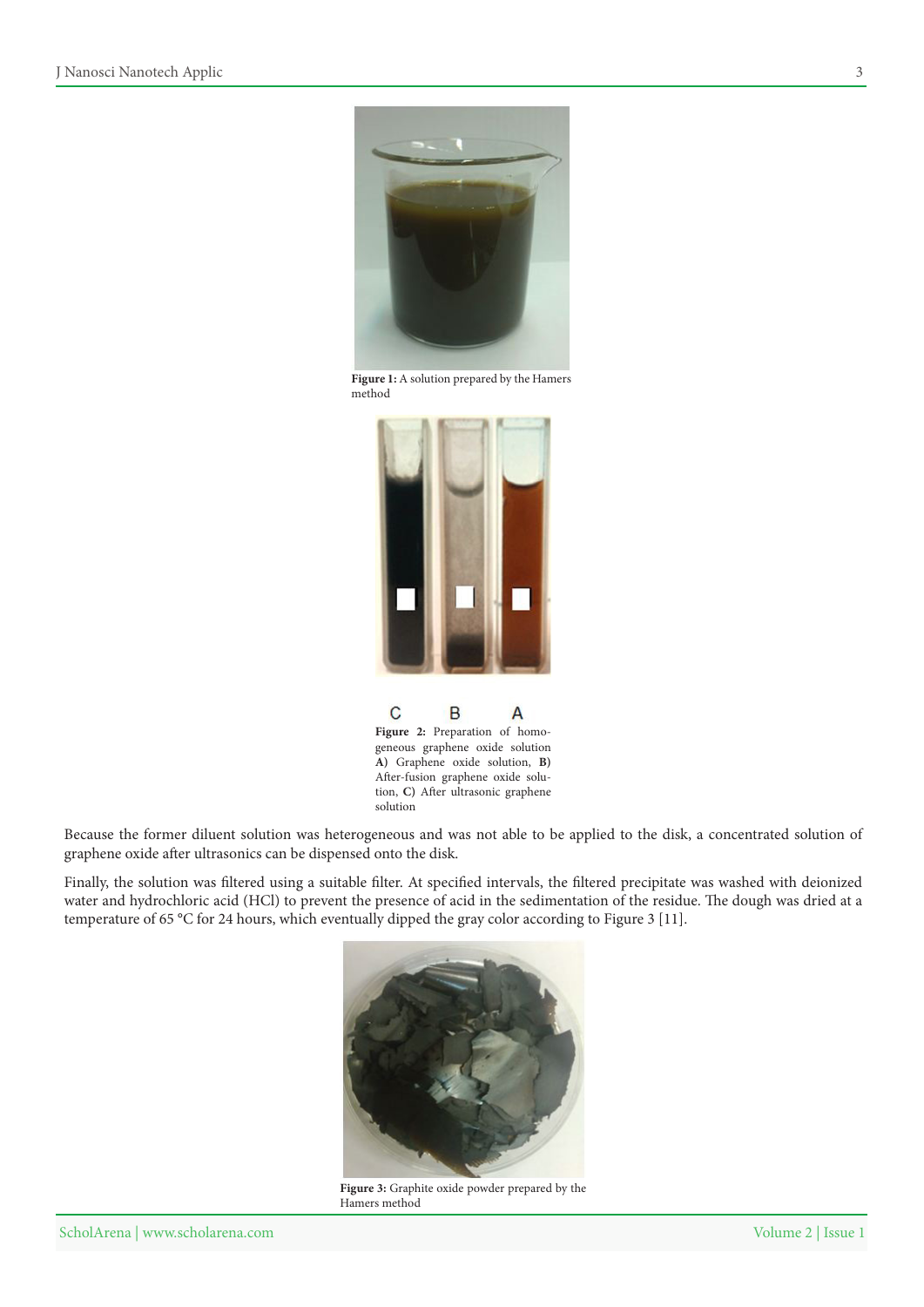**Figure 1:** A solution prepared by the Hamers method

C B A

**Figure 2:** Preparation of homogeneous graphene oxide solution **A)** Graphene oxide solution, **B)** After-fusion graphene oxide solution, **C)** After ultrasonic graphene solution

Because the former diluent solution was heterogeneous and was not able to be applied to the disk, a concentrated solution of graphene oxide after ultrasonics can be dispensed onto the disk.

Finally, the solution was filtered using a suitable filter. At specified intervals, the filtered precipitate was washed with deionized water and hydrochloric acid (HCl) to prevent the presence of acid in the sedimentation of the residue. The dough was dried at a temperature of 65 °C for 24 hours, which eventually dipped the gray color according to Figure 3 [11].

**Figure 3:** Graphite oxide powder prepared by the Hamers method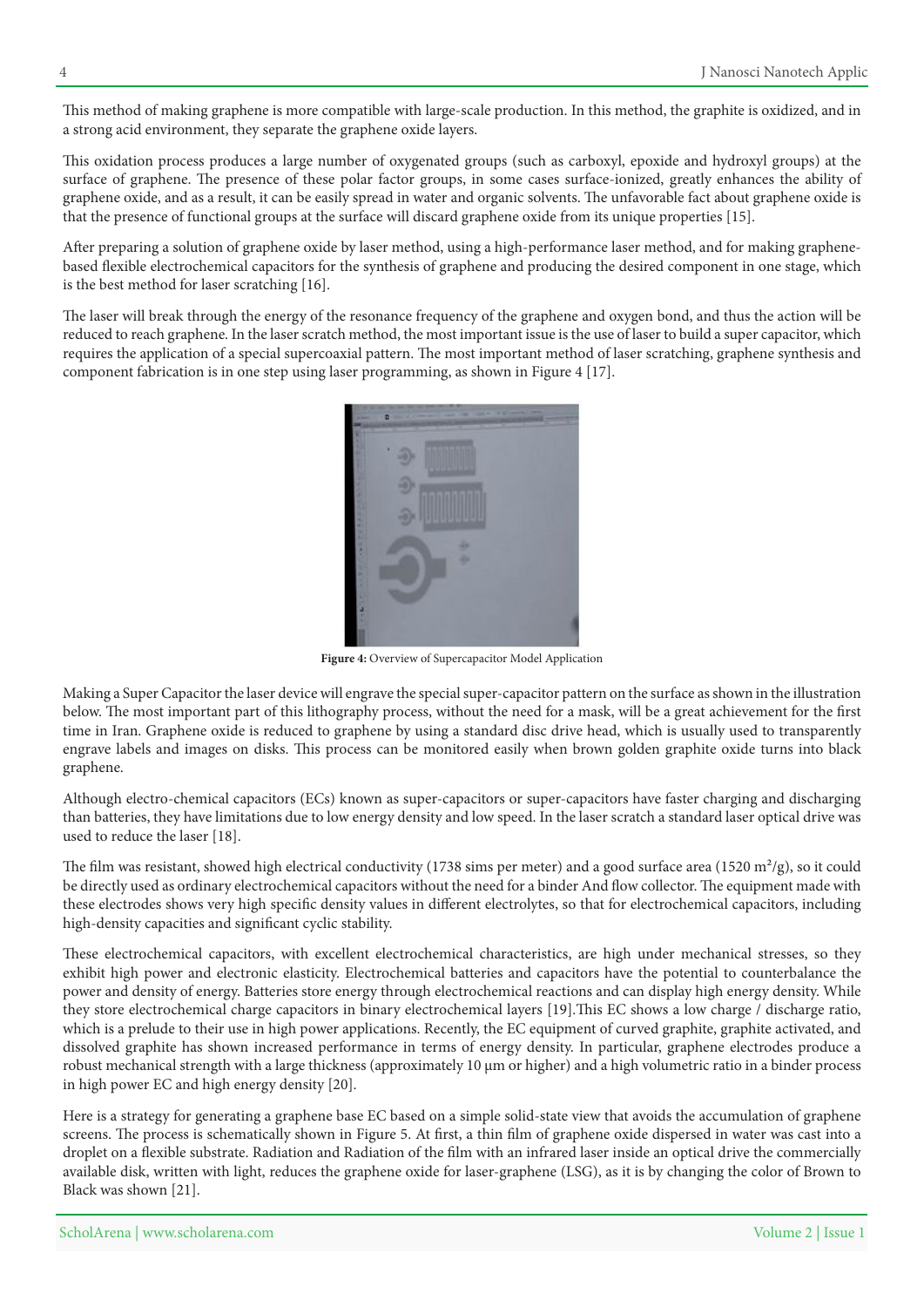This method of making graphene is more compatible with large-scale production. In this method, the graphite is oxidized, and in a strong acid environment, they separate the graphene oxide layers.

This oxidation process produces a large number of oxygenated groups (such as carboxyl, epoxide and hydroxyl groups) at the surface of graphene. The presence of these polar factor groups, in some cases surface-ionized, greatly enhances the ability of graphene oxide, and as a result, it can be easily spread in water and organic solvents. The unfavorable fact about graphene oxide is that the presence of functional groups at the surface will discard graphene oxide from its unique properties [15].

After preparing a solution of graphene oxide by laser method, using a high-performance laser method, and for making graphene-based flexible electrochemical capacitors for the synthesis of graphene and producing the desired component in one stage, which is the best method for laser scratching [16].

The laser will break through the energy of the resonance frequency of the graphene and oxygen bond, and thus the action will be reduced to reach graphene. In the laser scratch method, the most important issue is the use of laser to build a super capacitor, which requires the application of a special supercoaxial pattern. The most important method of laser scratching, graphene synthesis and component fabrication is in one step using laser programming, as shown in Figure 4 [17].

**Figure 4:** Overview of Supercapacitor Model Application

Making a Super Capacitor the laser device will engrave the special super-capacitor pattern on the surface as shown in the illustration below. The most important part of this lithography process, without the need for a mask, will be a great achievement for the first time in Iran. Graphene oxide is reduced to graphene by using a standard disc drive head, which is usually used to transparently engrave labels and images on disks. This process can be monitored easily when brown golden graphite oxide turns into black graphene.

Although electro-chemical capacitors (ECs) known as super-capacitors or super-capacitors have faster charging and discharging than batteries, they have limitations due to low energy density and low speed. In the laser scratch a standard laser optical drive was used to reduce the laser [18].

The film was resistant, showed high electrical conductivity (1738 sims per meter) and a good surface area (1520 $m^2/g$), so it could be directly used as ordinary electrochemical capacitors without the need for a binder And flow collector. The equipment made with these electrodes shows very high specific density values in different electrolytes, so that for electrochemical capacitors, including high-density capacities and significant cyclic stability.

These electrochemical capacitors, with excellent electrochemical characteristics, are high under mechanical stresses, so they exhibit high power and electronic elasticity. Electrochemical batteries and capacitors have the potential to counterbalance the power and density of energy. Batteries store energy through electrochemical reactions and can display high energy density. While they store electrochemical charge capacitors in binary electrochemical layers [19].This EC shows a low charge / discharge ratio, which is a prelude to their use in high power applications. Recently, the EC equipment of curved graphite, graphite activated, and dissolved graphite has shown increased performance in terms of energy density. In particular, graphene electrodes produce a robust mechanical strength with a large thickness (approximately 10 μm or higher) and a high volumetric ratio in a binder process in high power EC and high energy density [20].

Here is a strategy for generating a graphene base EC based on a simple solid-state view that avoids the accumulation of graphene screens. The process is schematically shown in Figure 5. At first, a thin film of graphene oxide dispersed in water was cast into a droplet on a flexible substrate. Radiation and Radiation of the film with an infrared laser inside an optical drive the commercially available disk, written with light, reduces the graphene oxide for laser-graphene (LSG), as it is by changing the color of Brown to Black was shown [21].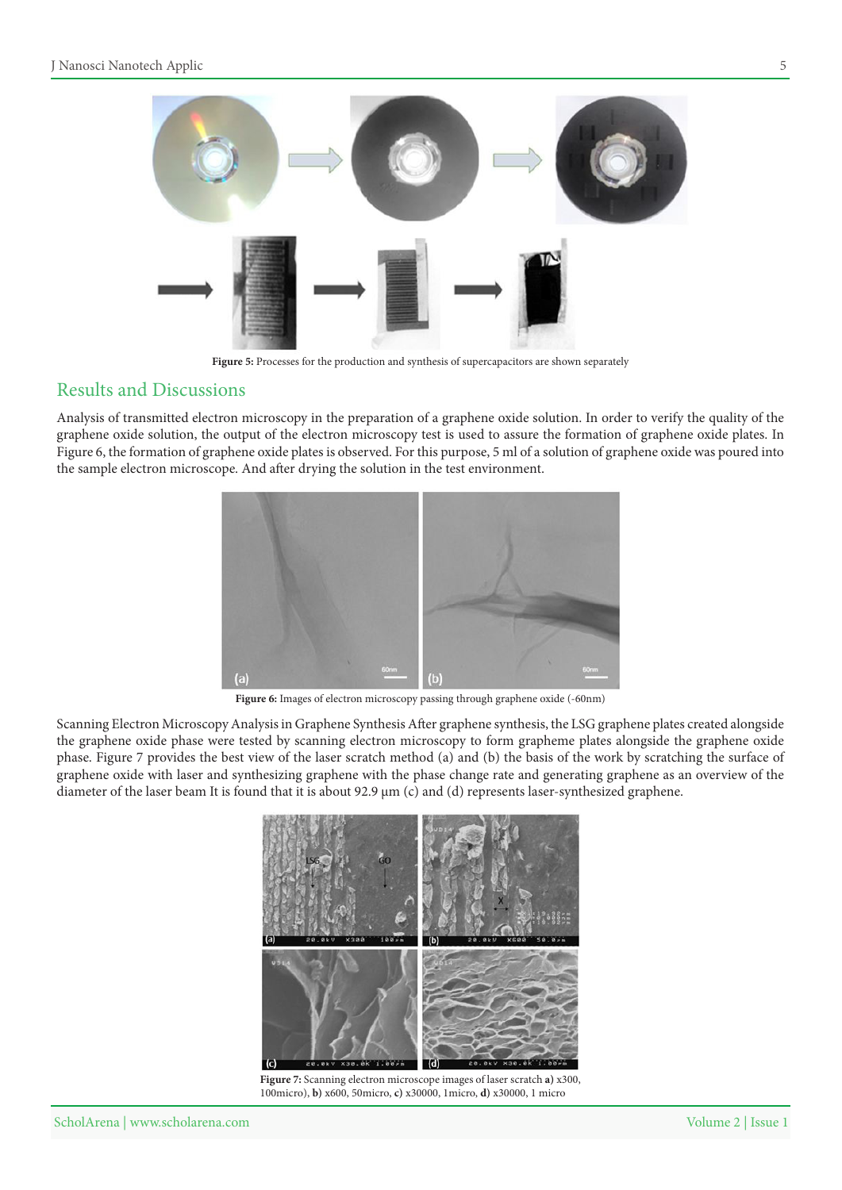**Figure 5:** Processes for the production and synthesis of supercapacitors are shown separately

## Results and Discussions

Analysis of transmitted electron microscopy in the preparation of a graphene oxide solution. In order to verify the quality of the graphene oxide solution, the output of the electron microscopy test is used to assure the formation of graphene oxide plates. In Figure 6, the formation of graphene oxide plates is observed. For this purpose, 5 ml of a solution of graphene oxide was poured into the sample electron microscope. And after drying the solution in the test environment.

**Figure 6:** Images of electron microscopy passing through graphene oxide (-60nm)

Scanning Electron Microscopy Analysis in Graphene Synthesis After graphene synthesis, the LSG graphene plates created alongside the graphene oxide phase were tested by scanning electron microscopy to form grapheme plates alongside the graphene oxide phase. Figure 7 provides the best view of the laser scratch method (a) and (b) the basis of the work by scratching the surface of graphene oxide with laser and synthesizing graphene with the phase change rate and generating graphene as an overview of the diameter of the laser beam It is found that it is about 92.9 μm (c) and (d) represents laser-synthesized graphene.

**Figure 7:** Scanning electron microscope images of laser scratch **a)** x300, 100micro), **b)** x600, 50micro, **c)** x30000, 1micro, **d)** x30000, 1 micro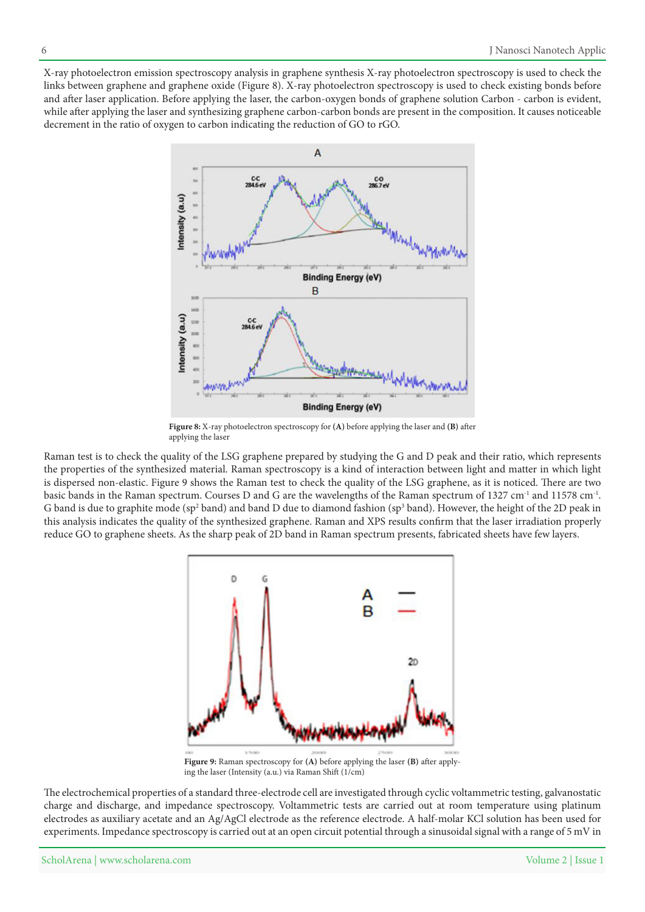X-ray photoelectron emission spectroscopy analysis in graphene synthesis X-ray photoelectron spectroscopy is used to check the links between graphene and graphene oxide (Figure 8). X-ray photoelectron spectroscopy is used to check existing bonds before and after laser application. Before applying the laser, the carbon-oxygen bonds of graphene solution Carbon - carbon is evident, while after applying the laser and synthesizing graphene carbon-carbon bonds are present in the composition. It causes noticeable decrement in the ratio of oxygen to carbon indicating the reduction of GO to rGO.

**Figure 8:** X-ray photoelectron spectroscopy for **(A)** before applying the laser and **(B)** after applying the laser

Raman test is to check the quality of the LSG graphene prepared by studying the G and D peak and their ratio, which represents the properties of the synthesized material. Raman spectroscopy is a kind of interaction between light and matter in which light is dispersed non-elastic. Figure 9 shows the Raman test to check the quality of the LSG graphene. As it is noticed. There are two basic bands in the Raman spectrum. Courses D and G are the wavelengths of the Raman spectrum of 1327 $cm^{-1}$ and 11578 $cm^{-1}$. G band is due to graphite mode ($sp^2$ band) and band D due to diamond fashion ($sp^3$ band). However, the height of the 2D peak in this analysis indicates the quality of the synthesized graphene. Raman and XPS results confirm that the laser irradiation properly reduce GO to graphene sheets. As the sharp peak of 2D band in Raman spectrum presents, fabricated sheets have few layers.

**Figure 9:** Raman spectroscopy for **(A)** before applying the laser **(B)** after applying the laser (Intensity (a.u.) via Raman Shift (1/cm)

The electrochemical properties of a standard three-electrode cell are investigated through cyclic voltammetric testing, galvanostatic charge and discharge, and impedance spectroscopy. Voltammetric tests are carried out at room temperature using platinum electrodes as auxiliary acetate and an Ag/AgCl electrode as the reference electrode. A half-molar KCl solution has been used for experiments. Impedance spectroscopy is carried out at an open circuit potential through a sinusoidal signal with a range of 5 mV in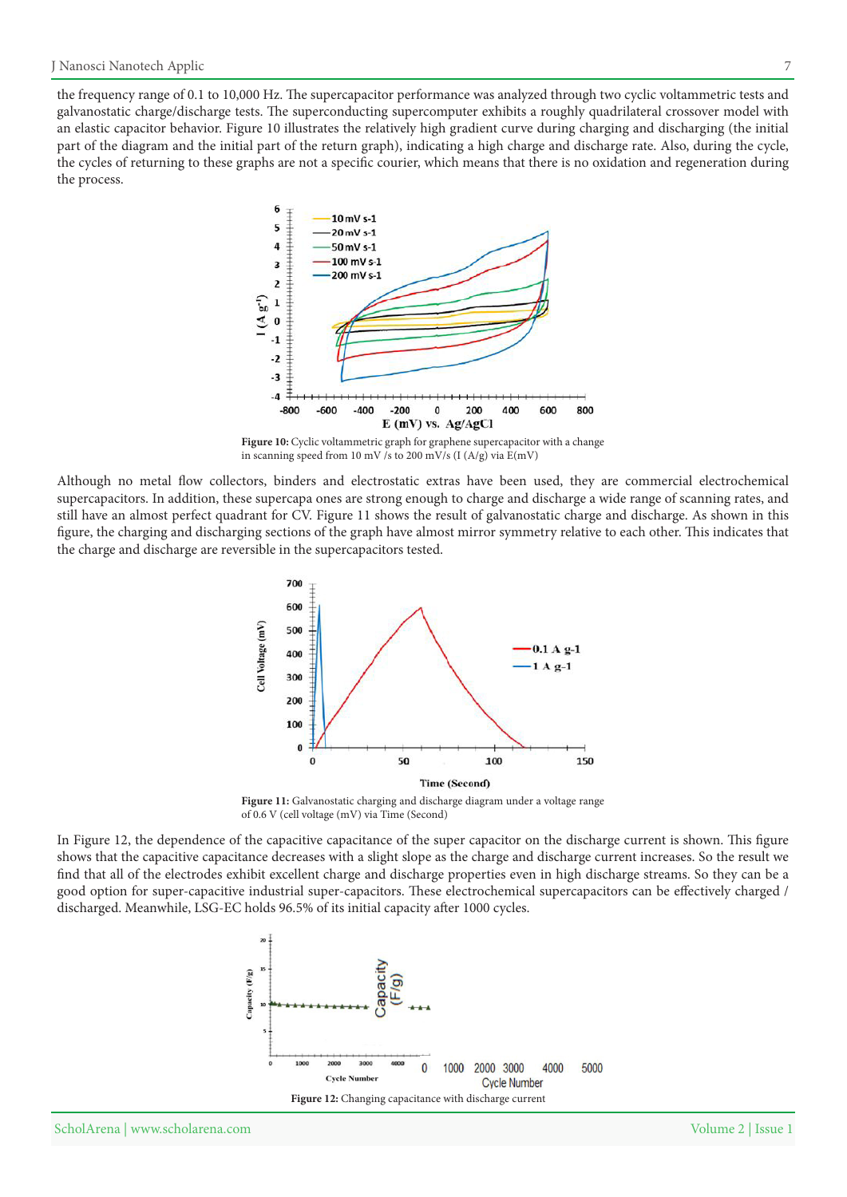the frequency range of 0.1 to 10,000 Hz. The supercapacitor performance was analyzed through two cyclic voltammetric tests and galvanostatic charge/discharge tests. The superconducting supercomputer exhibits a roughly quadrilateral crossover model with an elastic capacitor behavior. Figure 10 illustrates the relatively high gradient curve during charging and discharging (the initial part of the diagram and the initial part of the return graph), indicating a high charge and discharge rate. Also, during the cycle, the cycles of returning to these graphs are not a specific courier, which means that there is no oxidation and regeneration during the process.

**Figure 10:** Cyclic voltammetric graph for graphene supercapacitor with a change in scanning speed from 10 mV /s to 200 mV/s (I (A/g) via E(mV)

Although no metal flow collectors, binders and electrostatic extras have been used, they are commercial electrochemical supercapacitors. In addition, these supercapa ones are strong enough to charge and discharge a wide range of scanning rates, and still have an almost perfect quadrant for CV. Figure 11 shows the result of galvanostatic charge and discharge. As shown in this figure, the charging and discharging sections of the graph have almost mirror symmetry relative to each other. This indicates that the charge and discharge are reversible in the supercapacitors tested.

**Figure 11:** Galvanostatic charging and discharge diagram under a voltage range of 0.6 V (cell voltage (mV) via Time (Second)

In Figure 12, the dependence of the capacitive capacitance of the super capacitor on the discharge current is shown. This figure shows that the capacitive capacitance decreases with a slight slope as the charge and discharge current increases. So the result we find that all of the electrodes exhibit excellent charge and discharge properties even in high discharge streams. So they can be a good option for super-capacitive industrial super-capacitors. These electrochemical supercapacitors can be effectively charged / discharged. Meanwhile, LSG-EC holds 96.5% of its initial capacity after 1000 cycles.

**Figure 12:** Changing capacitance with discharge current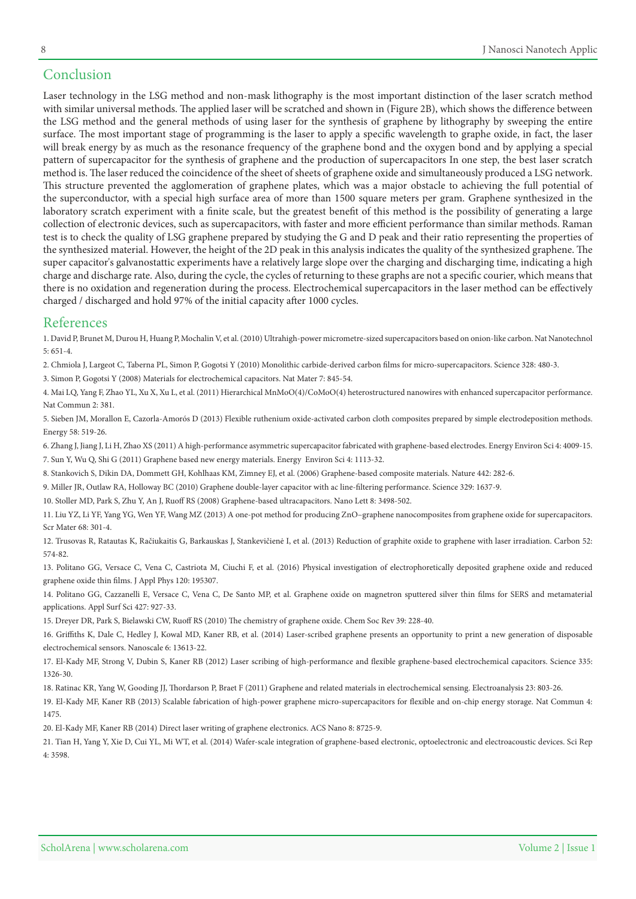## Conclusion

Laser technology in the LSG method and non-mask lithography is the most important distinction of the laser scratch method with similar universal methods. The applied laser will be scratched and shown in (Figure 2B), which shows the difference between the LSG method and the general methods of using laser for the synthesis of graphene by lithography by sweeping the entire surface. The most important stage of programming is the laser to apply a specific wavelength to graphe oxide, in fact, the laser will break energy by as much as the resonance frequency of the graphene bond and the oxygen bond and by applying a special pattern of supercapacitor for the synthesis of graphene and the production of supercapacitors In one step, the best laser scratch method is. The laser reduced the coincidence of the sheet of sheets of graphene oxide and simultaneously produced a LSG network. This structure prevented the agglomeration of graphene plates, which was a major obstacle to achieving the full potential of the superconductor, with a special high surface area of more than 1500 square meters per gram. Graphene synthesized in the laboratory scratch experiment with a finite scale, but the greatest benefit of this method is the possibility of generating a large collection of electronic devices, such as supercapacitors, with faster and more efficient performance than similar methods. Raman test is to check the quality of LSG graphene prepared by studying the G and D peak and their ratio representing the properties of the synthesized material. However, the height of the 2D peak in this analysis indicates the quality of the synthesized graphene. The super capacitor's galvanostattic experiments have a relatively large slope over the charging and discharging time, indicating a high charge and discharge rate. Also, during the cycle, the cycles of returning to these graphs are not a specific courier, which means that there is no oxidation and regeneration during the process. Electrochemical supercapacitors in the laser method can be effectively charged / discharged and hold 97% of the initial capacity after 1000 cycles.

## References

1. David P, Brunet M, Durou H, Huang P, Mochalin V, et al. (2010) Ultrahigh-power micrometre-sized supercapacitors based on onion-like carbon. Nat Nanotechnol 5: 651-4.

2. Chmiola J, Largeot C, Taberna PL, Simon P, Gogotsi Y (2010) Monolithic carbide-derived carbon films for micro-supercapacitors. Science 328: 480-3.

3. Simon P, Gogotsi Y (2008) Materials for electrochemical capacitors. Nat Mater 7: 845-54.

4. Mai LQ, Yang F, Zhao YL, Xu X, Xu L, et al. (2011) Hierarchical MnMoO(4)/CoMoO(4) heterostructured nanowires with enhanced supercapacitor performance. Nat Commun 2: 381.

5. Sieben JM, Morallon E, Cazorla-Amorós D (2013) Flexible ruthenium oxide-activated carbon cloth composites prepared by simple electrodeposition methods. Energy 58: 519-26.

6. Zhang J, Jiang J, Li H, Zhao XS (2011) A high-performance asymmetric supercapacitor fabricated with graphene-based electrodes. Energy Environ Sci 4: 4009-15.

7. Sun Y, Wu Q, Shi G (2011) Graphene based new energy materials. Energy Environ Sci 4: 1113-32.

8. Stankovich S, Dikin DA, Dommett GH, Kohlhaas KM, Zimney EJ, et al. (2006) Graphene-based composite materials. Nature 442: 282-6.

9. Miller JR, Outlaw RA, Holloway BC (2010) Graphene double-layer capacitor with ac line-filtering performance. Science 329: 1637-9.

10. Stoller MD, Park S, Zhu Y, An J, Ruoff RS (2008) Graphene-based ultracapacitors. Nano Lett 8: 3498-502.

11. Liu YZ, Li YF, Yang YG, Wen YF, Wang MZ (2013) A one-pot method for producing ZnO–graphene nanocomposites from graphene oxide for supercapacitors. Scr Mater 68: 301-4.

12. Trusovas R, Ratautas K, Račiukaitis G, Barkauskas J, Stankevičienė I, et al. (2013) Reduction of graphite oxide to graphene with laser irradiation. Carbon 52: 574-82.

13. Politano GG, Versace C, Vena C, Castriota M, Ciuchi F, et al. (2016) Physical investigation of electrophoretically deposited graphene oxide and reduced graphene oxide thin films. J Appl Phys 120: 195307.

14. Politano GG, Cazzanelli E, Versace C, Vena C, De Santo MP, et al. Graphene oxide on magnetron sputtered silver thin films for SERS and metamaterial applications. Appl Surf Sci 427: 927-33.

15. Dreyer DR, Park S, Bielawski CW, Ruoff RS (2010) The chemistry of graphene oxide. Chem Soc Rev 39: 228-40.

16. Griffiths K, Dale C, Hedley J, Kowal MD, Kaner RB, et al. (2014) Laser-scribed graphene presents an opportunity to print a new generation of disposable electrochemical sensors. Nanoscale 6: 13613-22.

17. El-Kady MF, Strong V, Dubin S, Kaner RB (2012) Laser scribing of high-performance and flexible graphene-based electrochemical capacitors. Science 335: 1326-30.

18. Ratinac KR, Yang W, Gooding JJ, Thordarson P, Braet F (2011) Graphene and related materials in electrochemical sensing. Electroanalysis 23: 803-26.

19. El-Kady MF, Kaner RB (2013) Scalable fabrication of high-power graphene micro-supercapacitors for flexible and on-chip energy storage. Nat Commun 4: 1475.

20. El-Kady MF, Kaner RB (2014) Direct laser writing of graphene electronics. ACS Nano 8: 8725-9.

21. Tian H, Yang Y, Xie D, Cui YL, Mi WT, et al. (2014) Wafer-scale integration of graphene-based electronic, optoelectronic and electroacoustic devices. Sci Rep 4: 3598.